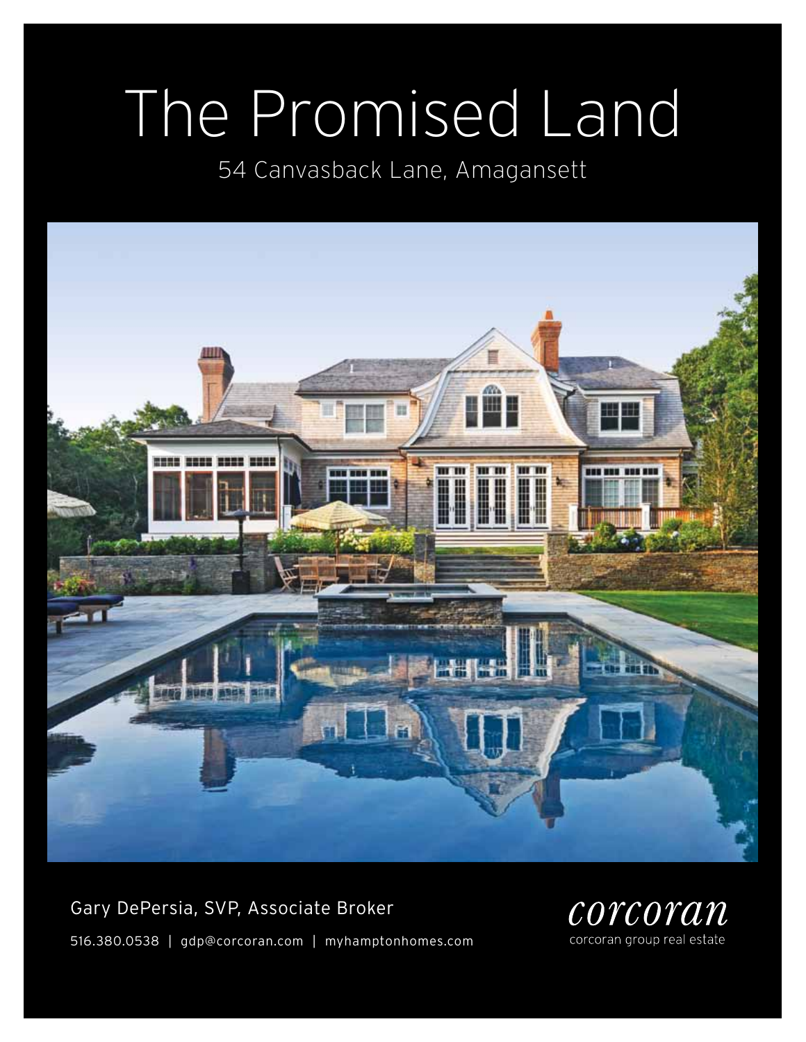# The Promised Land

54 Canvasback Lane, Amagansett

Gary DePersia, SVP, Associate Broker

516.380.0538 | gdp@corcoran.com | myhamptonhomes.com

corcoran

corcoran group real estate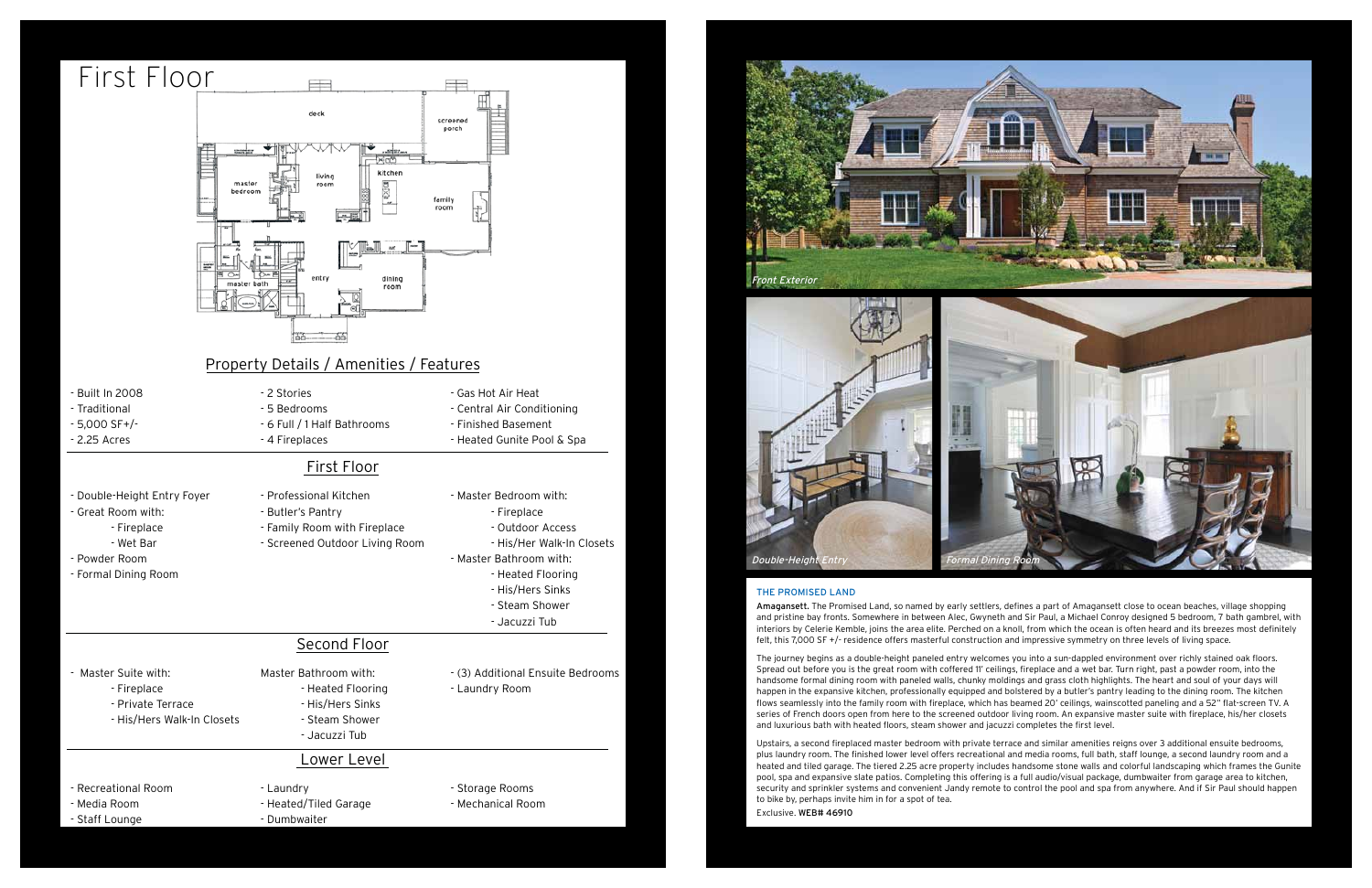# First Floor

deck

screened porch

master bedroom

living room

kitchen

family room

master bath

entry

dining room

## Property Details / Amenities / Features

- Built In 2008
- Traditional
- 5,000 SF+/-
- 2.25 Acres
- 2 Stories
- 5 Bedrooms
- 6 Full / 1 Half Bathrooms
- 4 Fireplaces
- Gas Hot Air Heat
- Central Air Conditioning
- Finished Basement
- Heated Gunite Pool & Spa

## First Floor

- Double-Height Entry Foyer
- Great Room with:
  - Fireplace
  - Wet Bar
- Powder Room
- Formal Dining Room
- Professional Kitchen
- Butler's Pantry
- Family Room with Fireplace
- Screened Outdoor Living Room
- Master Bedroom with:
  - Fireplace
  - Outdoor Access
  - His/Her Walk-In Closets
- Master Bathroom with:
  - Heated Flooring
  - His/Hers Sinks
  - Steam Shower
  - Jacuzzi Tub

## Second Floor

- Master Suite with:
  - Fireplace
  - Private Terrace
  - His/Hers Walk-In Closets

Master Bathroom with:
  - Heated Flooring
  - His/Hers Sinks
  - Steam Shower
  - Jacuzzi Tub

- (3) Additional Ensuite Bedrooms
- Laundry Room

## Lower Level

- Recreational Room
- Media Room
- Staff Lounge
- Laundry
- Heated/Tiled Garage
- Dumbwaiter
- Storage Rooms
- Mechanical Room

*Front Exterior*

*Double-Height Entry*

*Formal Dining Room*

### THE PROMISED LAND

**Amagansett.** The Promised Land, so named by early settlers, defines a part of Amagansett close to ocean beaches, village shopping and pristine bay fronts. Somewhere in between Alec, Gwyneth and Sir Paul, a Michael Conroy designed 5 bedroom, 7 bath gambrel, with interiors by Celerie Kemble, joins the area elite. Perched on a knoll, from which the ocean is often heard and its breezes most definitely felt, this 7,000 SF +/- residence offers masterful construction and impressive symmetry on three levels of living space.

The journey begins as a double-height paneled entry welcomes you into a sun-dappled environment over richly stained oak floors. Spread out before you is the great room with coffered 11' ceilings, fireplace and a wet bar. Turn right, past a powder room, into the handsome formal dining room with paneled walls, chunky moldings and grass cloth highlights. The heart and soul of your days will happen in the expansive kitchen, professionally equipped and bolstered by a butler's pantry leading to the dining room. The kitchen flows seamlessly into the family room with fireplace, which has beamed 20' ceilings, wainscotted paneling and a 52" flat-screen TV. A series of French doors open from here to the screened outdoor living room. An expansive master suite with fireplace, his/her closets and luxurious bath with heated floors, steam shower and jacuzzi completes the first level.

Upstairs, a second fireplaced master bedroom with private terrace and similar amenities reigns over 3 additional ensuite bedrooms, plus laundry room. The finished lower level offers recreational and media rooms, full bath, staff lounge, a second laundry room and a heated and tiled garage. The tiered 2.25 acre property includes handsome stone walls and colorful landscaping which frames the Gunite pool, spa and expansive slate patios. Completing this offering is a full audio/visual package, dumbwaiter from garage area to kitchen, security and sprinkler systems and convenient Jandy remote to control the pool and spa from anywhere. And if Sir Paul should happen to bike by, perhaps invite him in for a spot of tea.

Exclusive. **WEB# 46910**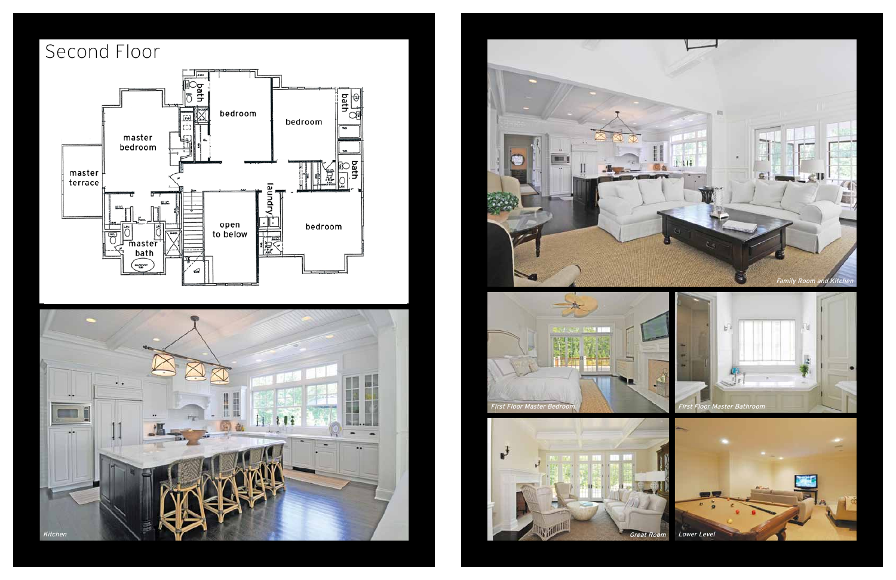# Second Floor

master terrace

master bedroom

bath

bedroom

bedroom

bath

bath

master bath

open to below

laundry

bedroom

Kitchen

Family Room and Kitchen

First Floor Master Bedroom

First Floor Master Bathroom

Great Room

Lower Level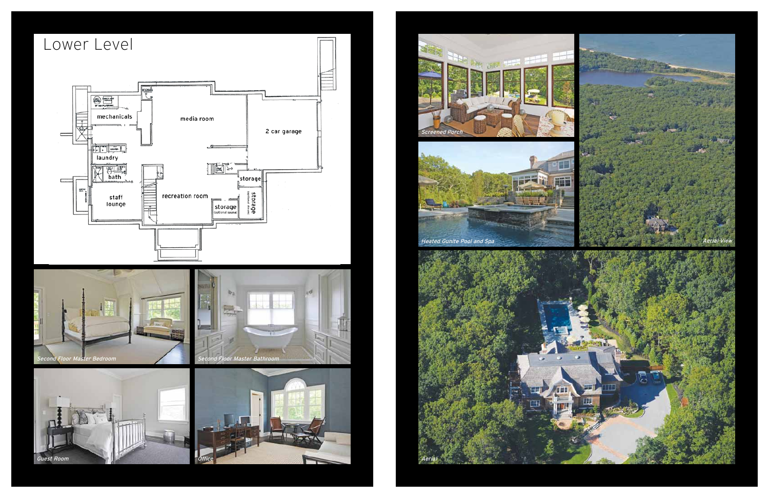# Lower Level

mechanicals

media room

2 car garage

laundry

bath

storage

staff lounge

recreation room

storage (optional sauna)

storage (optional closets)

*Second Floor Master Bedroom*

*Second Floor Master Bathroom*

*Guest Room*

*Office*

*Screened Porch*

*Heated Gunite Pool and Spa*

*Aerial View*

*Aerial*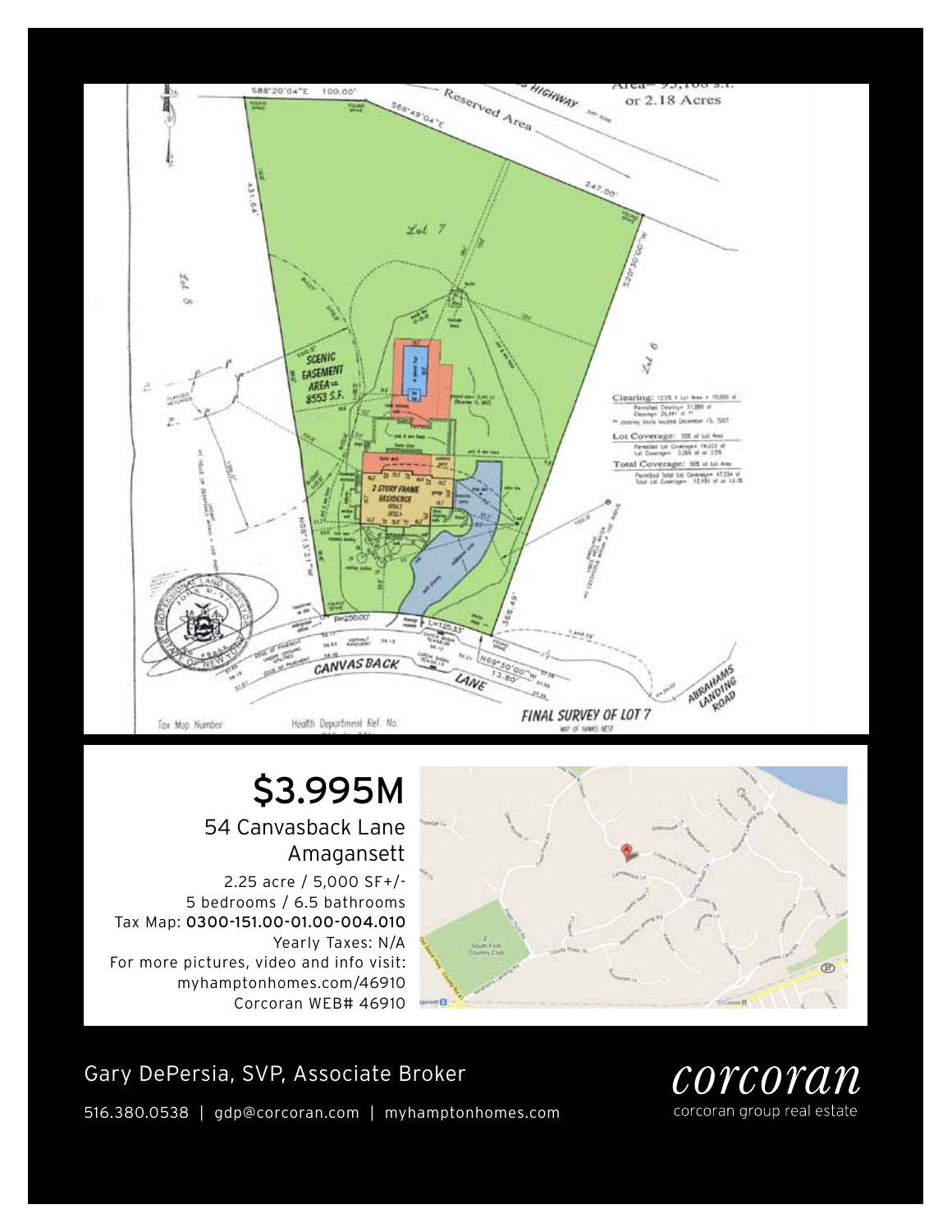$3.995M

54 Canvasback Lane
Amagansett

2.25 acre / 5,000 SF+/-
5 bedrooms / 6.5 bathrooms
Tax Map: **0300-151.00-01.00-004.010**
Yearly Taxes: N/A
For more pictures, video and info visit:
myhamptonhomes.com/46910
Corcoran WEB# 46910

Gary DePersia, SVP, Associate Broker

516.380.0538 | gdp@corcoran.com | myhamptonhomes.com

corcoran
corcoran group real estate